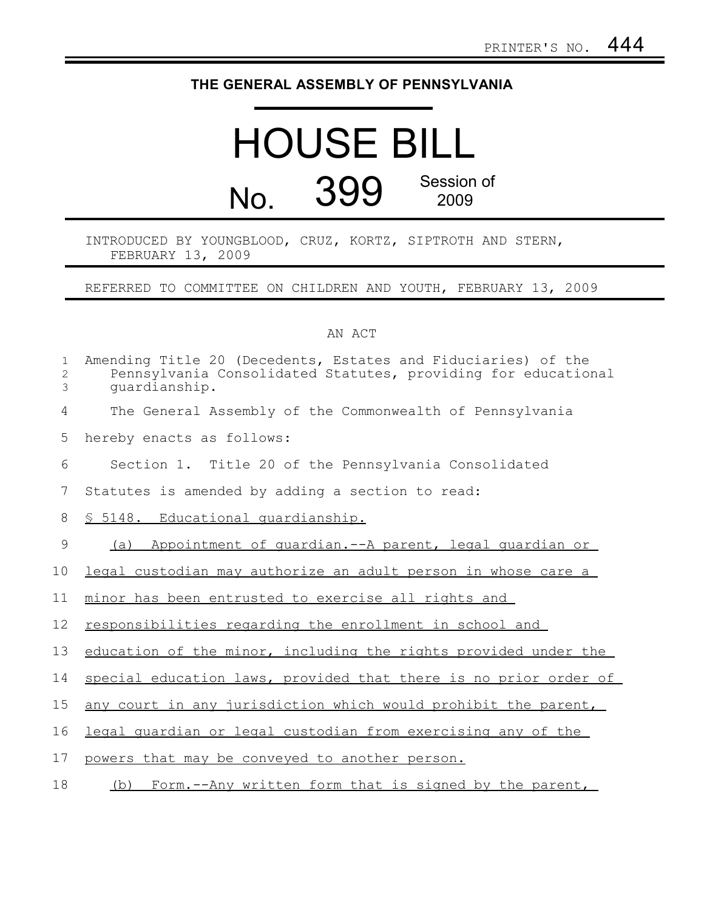PRINTER'S NO. 444

# THE GENERAL ASSEMBLY OF PENNSYLVANIA

# HOUSE BILL

## No. 399 Session of 2009

INTRODUCED BY YOUNGBLOOD, CRUZ, KORTZ, SIPTROTH AND STERN, FEBRUARY 13, 2009

REFERRED TO COMMITTEE ON CHILDREN AND YOUTH, FEBRUARY 13, 2009

AN ACT

Amending Title 20 (Decedents, Estates and Fiduciaries) of the Pennsylvania Consolidated Statutes, providing for educational guardianship.

The General Assembly of the Commonwealth of Pennsylvania hereby enacts as follows:

Section 1. Title 20 of the Pennsylvania Consolidated Statutes is amended by adding a section to read:

§ 5148. Educational guardianship.

(a) Appointment of guardian.--A parent, legal guardian or legal custodian may authorize an adult person in whose care a minor has been entrusted to exercise all rights and responsibilities regarding the enrollment in school and education of the minor, including the rights provided under the special education laws, provided that there is no prior order of any court in any jurisdiction which would prohibit the parent, legal guardian or legal custodian from exercising any of the powers that may be conveyed to another person.

(b) Form.--Any written form that is signed by the parent,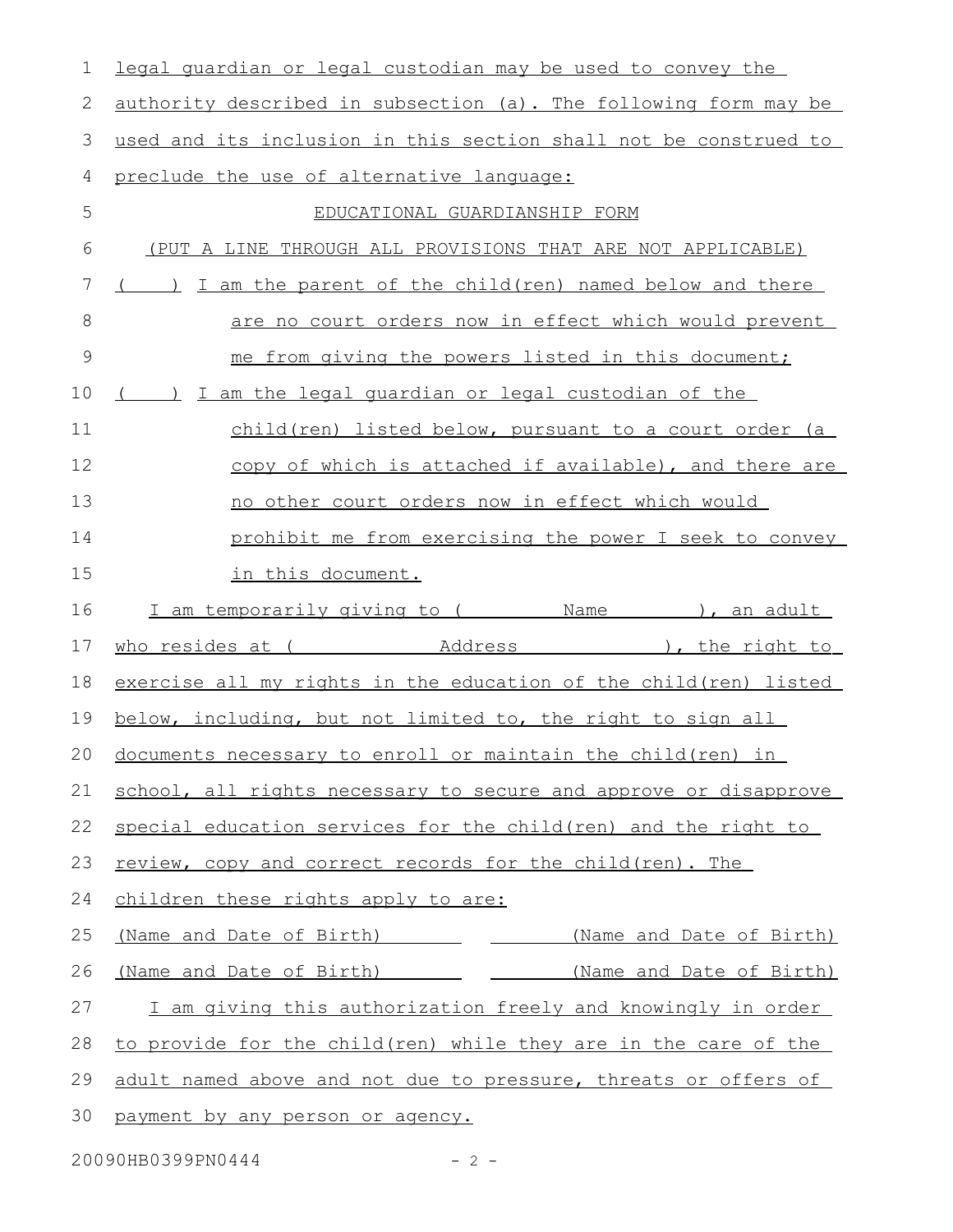legal guardian or legal custodian may be used to convey the authority described in subsection (a). The following form may be used and its inclusion in this section shall not be construed to preclude the use of alternative language:

EDUCATIONAL GUARDIANSHIP FORM

(PUT A LINE THROUGH ALL PROVISIONS THAT ARE NOT APPLICABLE)

(    ) I am the parent of the child(ren) named below and there are no court orders now in effect which would prevent me from giving the powers listed in this document;

(    ) I am the legal guardian or legal custodian of the child(ren) listed below, pursuant to a court order (a copy of which is attached if available), and there are no other court orders now in effect which would prohibit me from exercising the power I seek to convey in this document.

I am temporarily giving to (          Name          ), an adult who resides at (            Address            ), the right to exercise all my rights in the education of the child(ren) listed below, including, but not limited to, the right to sign all documents necessary to enroll or maintain the child(ren) in school, all rights necessary to secure and approve or disapprove special education services for the child(ren) and the right to review, copy and correct records for the child(ren). The children these rights apply to are:

(Name and Date of Birth)          (Name and Date of Birth)

(Name and Date of Birth)          (Name and Date of Birth)

I am giving this authorization freely and knowingly in order to provide for the child(ren) while they are in the care of the adult named above and not due to pressure, threats or offers of payment by any person or agency.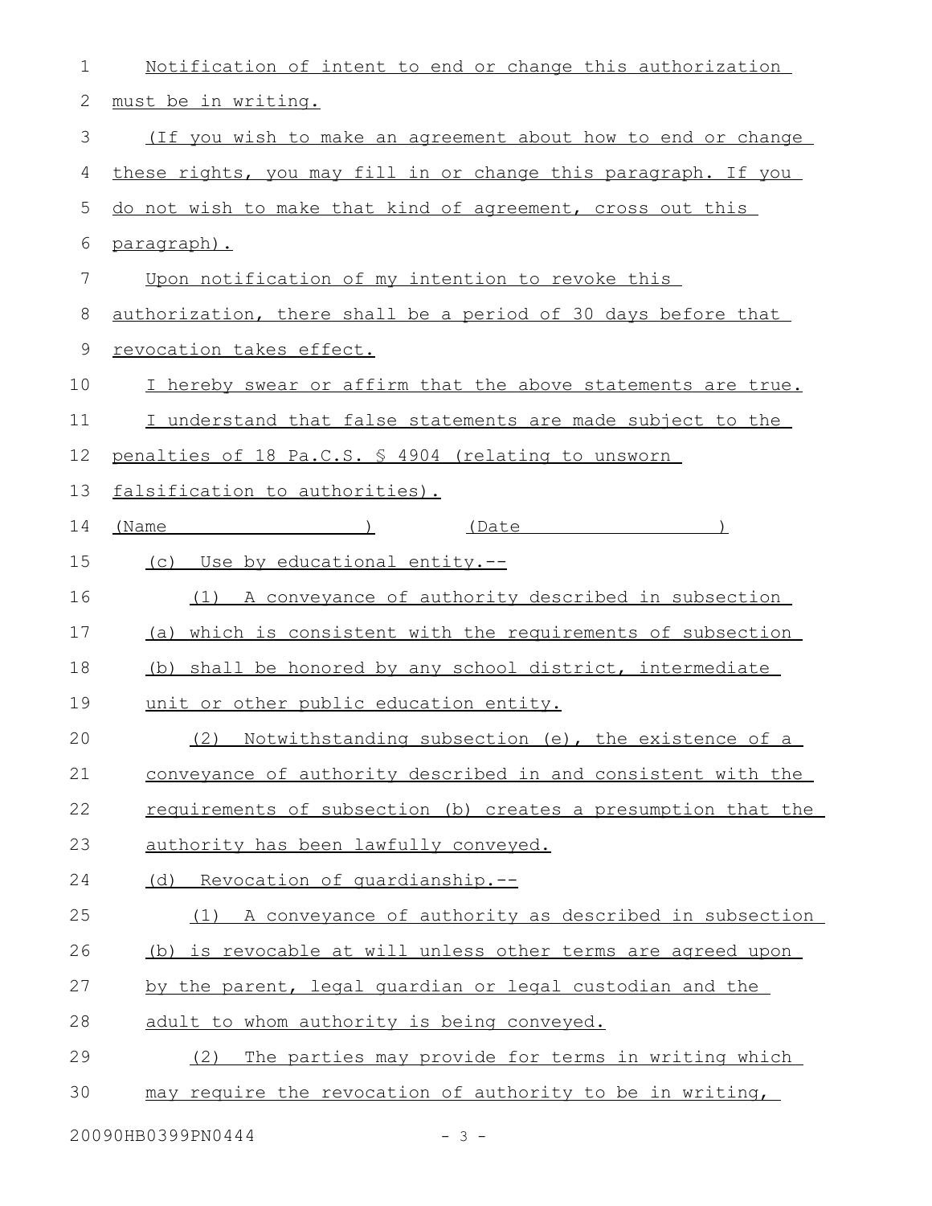Notification of intent to end or change this authorization must be in writing.

(If you wish to make an agreement about how to end or change these rights, you may fill in or change this paragraph. If you do not wish to make that kind of agreement, cross out this paragraph).

Upon notification of my intention to revoke this authorization, there shall be a period of 30 days before that revocation takes effect.

I hereby swear or affirm that the above statements are true.

I understand that false statements are made subject to the penalties of 18 Pa.C.S. § 4904 (relating to unsworn falsification to authorities).

(Name                    )          (Date                    )

(c) Use by educational entity.--

(1) A conveyance of authority described in subsection (a) which is consistent with the requirements of subsection (b) shall be honored by any school district, intermediate unit or other public education entity.

(2) Notwithstanding subsection (e), the existence of a conveyance of authority described in and consistent with the requirements of subsection (b) creates a presumption that the authority has been lawfully conveyed.

(d) Revocation of guardianship.--

(1) A conveyance of authority as described in subsection (b) is revocable at will unless other terms are agreed upon by the parent, legal guardian or legal custodian and the adult to whom authority is being conveyed.

(2) The parties may provide for terms in writing which may require the revocation of authority to be in writing,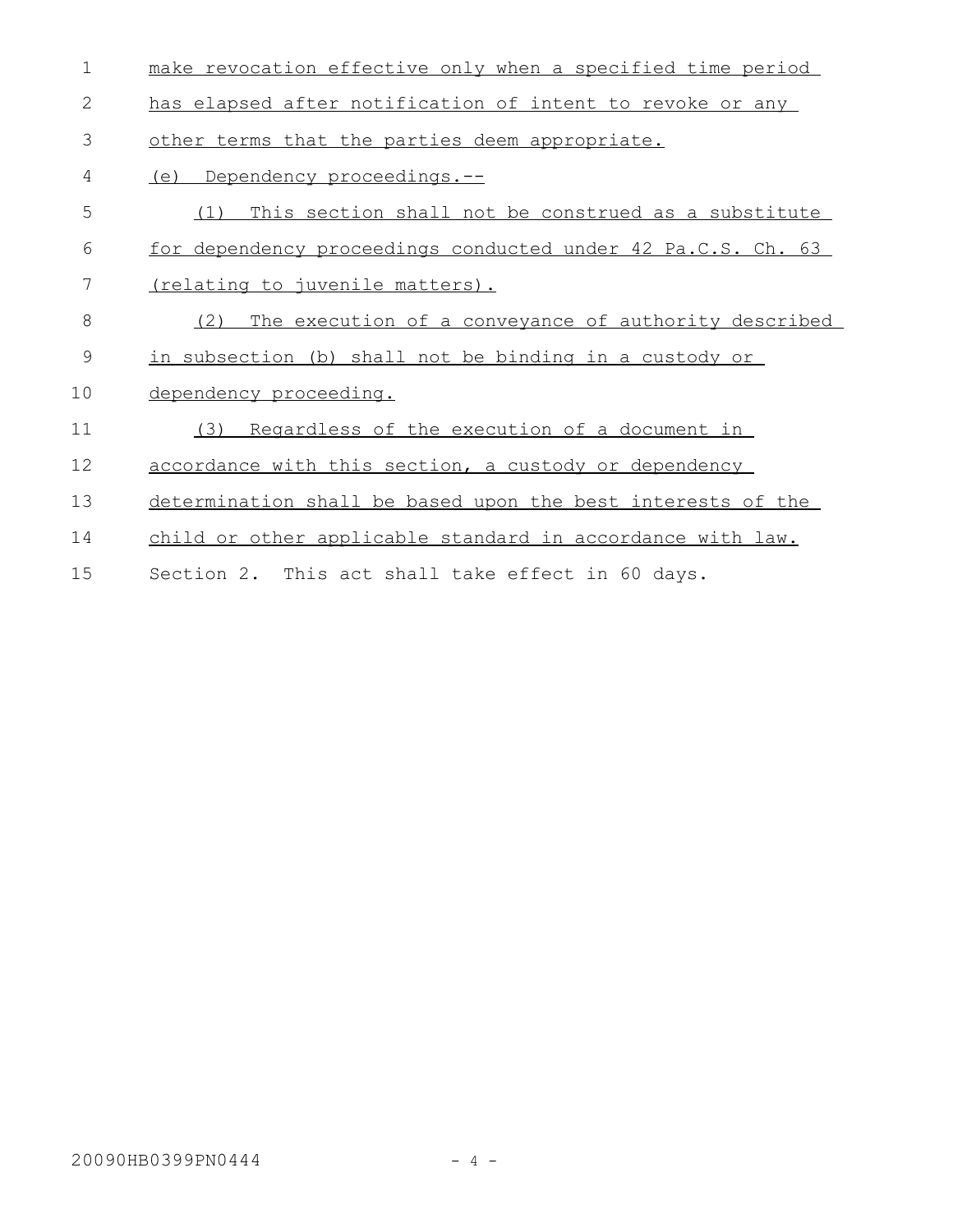make revocation effective only when a specified time period has elapsed after notification of intent to revoke or any other terms that the parties deem appropriate.

(e) Dependency proceedings.--

(1) This section shall not be construed as a substitute for dependency proceedings conducted under 42 Pa.C.S. Ch. 63 (relating to juvenile matters).

(2) The execution of a conveyance of authority described in subsection (b) shall not be binding in a custody or dependency proceeding.

(3) Regardless of the execution of a document in accordance with this section, a custody or dependency determination shall be based upon the best interests of the child or other applicable standard in accordance with law.

Section 2. This act shall take effect in 60 days.